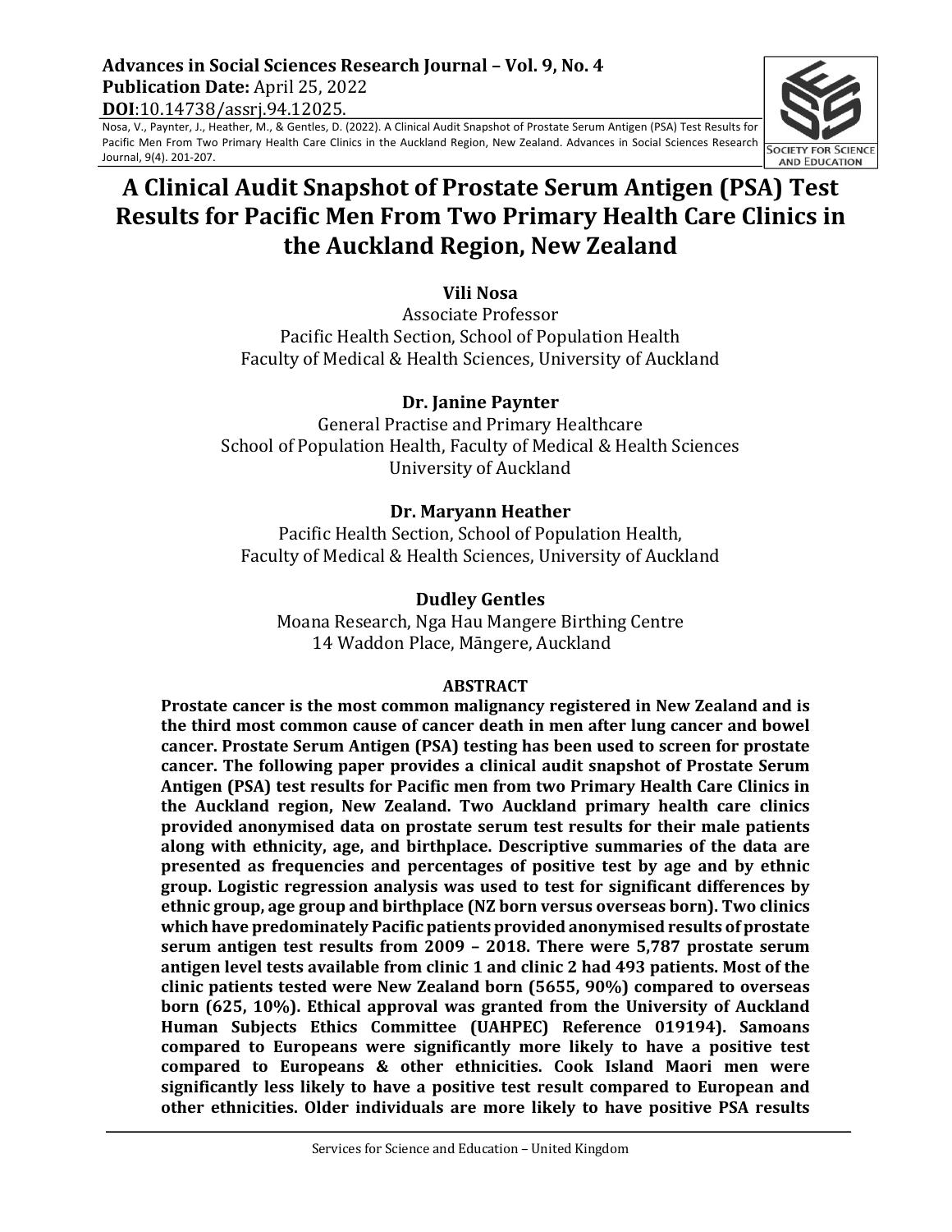# A Clinical Audit Snapshot of Prostate Serum Antigen (PSA) Test Results for Pacific Men From Two Primary Health Care Clinics in the Auckland Region, New Zealand

**Vili Nosa**
Associate Professor
Pacific Health Section, School of Population Health
Faculty of Medical & Health Sciences, University of Auckland

**Dr. Janine Paynter**
General Practise and Primary Healthcare
School of Population Health, Faculty of Medical & Health Sciences
University of Auckland

**Dr. Maryann Heather**
Pacific Health Section, School of Population Health,
Faculty of Medical & Health Sciences, University of Auckland

**Dudley Gentles**
Moana Research, Nga Hau Mangere Birthing Centre
14 Waddon Place, Māngere, Auckland

## ABSTRACT

**Prostate cancer is the most common malignancy registered in New Zealand and is the third most common cause of cancer death in men after lung cancer and bowel cancer. Prostate Serum Antigen (PSA) testing has been used to screen for prostate cancer. The following paper provides a clinical audit snapshot of Prostate Serum Antigen (PSA) test results for Pacific men from two Primary Health Care Clinics in the Auckland region, New Zealand. Two Auckland primary health care clinics provided anonymised data on prostate serum test results for their male patients along with ethnicity, age, and birthplace. Descriptive summaries of the data are presented as frequencies and percentages of positive test by age and by ethnic group. Logistic regression analysis was used to test for significant differences by ethnic group, age group and birthplace (NZ born versus overseas born). Two clinics which have predominately Pacific patients provided anonymised results of prostate serum antigen test results from 2009 – 2018. There were 5,787 prostate serum antigen level tests available from clinic 1 and clinic 2 had 493 patients. Most of the clinic patients tested were New Zealand born (5655, 90%) compared to overseas born (625, 10%). Ethical approval was granted from the University of Auckland Human Subjects Ethics Committee (UAHPEC) Reference 019194). Samoans compared to Europeans were significantly more likely to have a positive test compared to Europeans & other ethnicities. Cook Island Maori men were significantly less likely to have a positive test result compared to European and other ethnicities. Older individuals are more likely to have positive PSA results**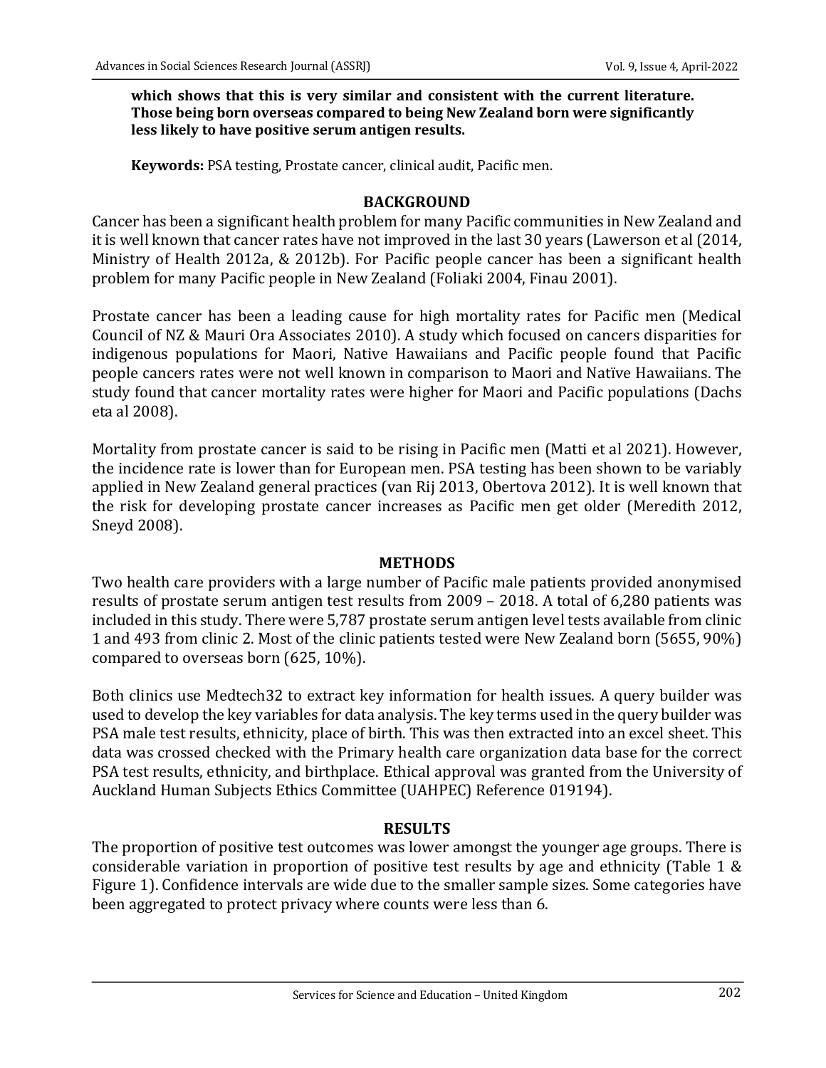**which shows that this is very similar and consistent with the current literature. Those being born overseas compared to being New Zealand born were significantly less likely to have positive serum antigen results.**

**Keywords:** PSA testing, Prostate cancer, clinical audit, Pacific men.

## BACKGROUND

Cancer has been a significant health problem for many Pacific communities in New Zealand and it is well known that cancer rates have not improved in the last 30 years (Lawerson et al (2014, Ministry of Health 2012a, & 2012b). For Pacific people cancer has been a significant health problem for many Pacific people in New Zealand (Foliaki 2004, Finau 2001).

Prostate cancer has been a leading cause for high mortality rates for Pacific men (Medical Council of NZ & Mauri Ora Associates 2010). A study which focused on cancers disparities for indigenous populations for Maori, Native Hawaiians and Pacific people found that Pacific people cancers rates were not well known in comparison to Maori and Natïve Hawaiians. The study found that cancer mortality rates were higher for Maori and Pacific populations (Dachs eta al 2008).

Mortality from prostate cancer is said to be rising in Pacific men (Matti et al 2021). However, the incidence rate is lower than for European men. PSA testing has been shown to be variably applied in New Zealand general practices (van Rij 2013, Obertova 2012). It is well known that the risk for developing prostate cancer increases as Pacific men get older (Meredith 2012, Sneyd 2008).

## METHODS

Two health care providers with a large number of Pacific male patients provided anonymised results of prostate serum antigen test results from 2009 – 2018. A total of 6,280 patients was included in this study. There were 5,787 prostate serum antigen level tests available from clinic 1 and 493 from clinic 2. Most of the clinic patients tested were New Zealand born (5655, 90%) compared to overseas born (625, 10%).

Both clinics use Medtech32 to extract key information for health issues. A query builder was used to develop the key variables for data analysis. The key terms used in the query builder was PSA male test results, ethnicity, place of birth. This was then extracted into an excel sheet. This data was crossed checked with the Primary health care organization data base for the correct PSA test results, ethnicity, and birthplace. Ethical approval was granted from the University of Auckland Human Subjects Ethics Committee (UAHPEC) Reference 019194).

## RESULTS

The proportion of positive test outcomes was lower amongst the younger age groups. There is considerable variation in proportion of positive test results by age and ethnicity (Table 1 & Figure 1). Confidence intervals are wide due to the smaller sample sizes. Some categories have been aggregated to protect privacy where counts were less than 6.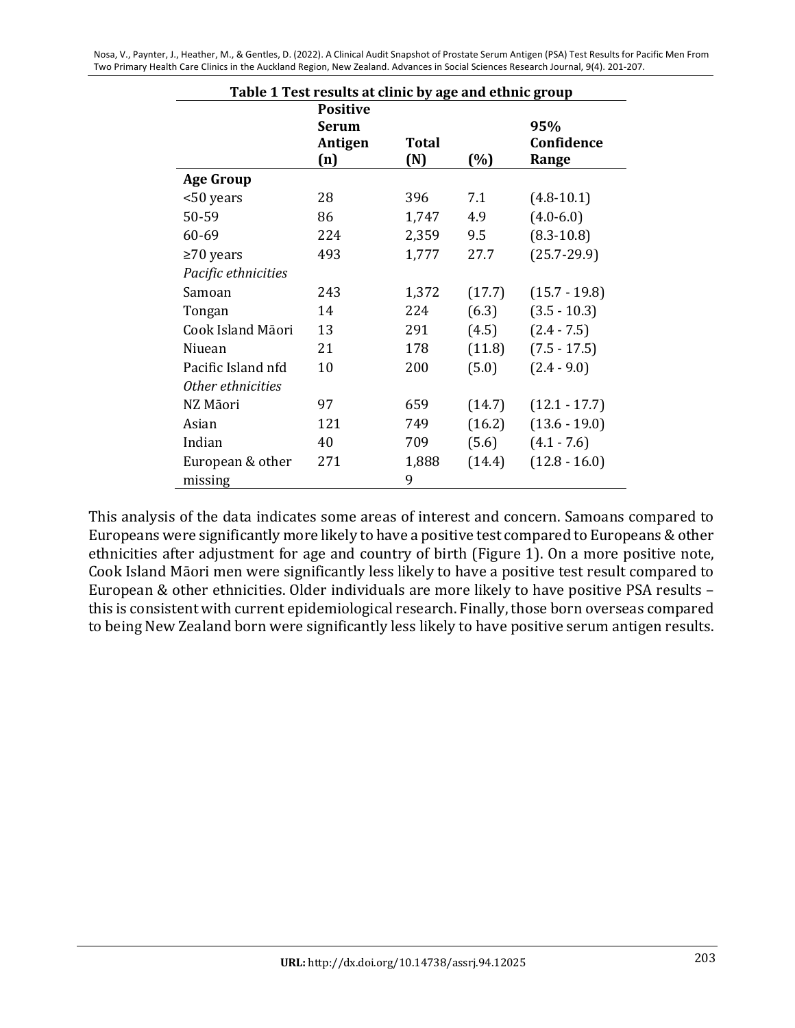**Table 1 Test results at clinic by age and ethnic group**

| | Positive Serum Antigen (n) | Total (N) | (%) | 95% Confidence Range |
|---|---|---|---|---|
| **Age Group** | | | | |
| <50 years | 28 | 396 | 7.1 | (4.8-10.1) |
| 50-59 | 86 | 1,747 | 4.9 | (4.0-6.0) |
| 60-69 | 224 | 2,359 | 9.5 | (8.3-10.8) |
| ≥70 years | 493 | 1,777 | 27.7 | (25.7-29.9) |
| *Pacific ethnicities* | | | | |
| Samoan | 243 | 1,372 | (17.7) | (15.7 - 19.8) |
| Tongan | 14 | 224 | (6.3) | (3.5 - 10.3) |
| Cook Island Māori | 13 | 291 | (4.5) | (2.4 - 7.5) |
| Niuean | 21 | 178 | (11.8) | (7.5 - 17.5) |
| Pacific Island nfd | 10 | 200 | (5.0) | (2.4 - 9.0) |
| *Other ethnicities* | | | | |
| NZ Māori | 97 | 659 | (14.7) | (12.1 - 17.7) |
| Asian | 121 | 749 | (16.2) | (13.6 - 19.0) |
| Indian | 40 | 709 | (5.6) | (4.1 - 7.6) |
| European & other | 271 | 1,888 | (14.4) | (12.8 - 16.0) |
| missing | | 9 | | |

This analysis of the data indicates some areas of interest and concern. Samoans compared to Europeans were significantly more likely to have a positive test compared to Europeans & other ethnicities after adjustment for age and country of birth (Figure 1). On a more positive note, Cook Island Māori men were significantly less likely to have a positive test result compared to European & other ethnicities. Older individuals are more likely to have positive PSA results – this is consistent with current epidemiological research. Finally, those born overseas compared to being New Zealand born were significantly less likely to have positive serum antigen results.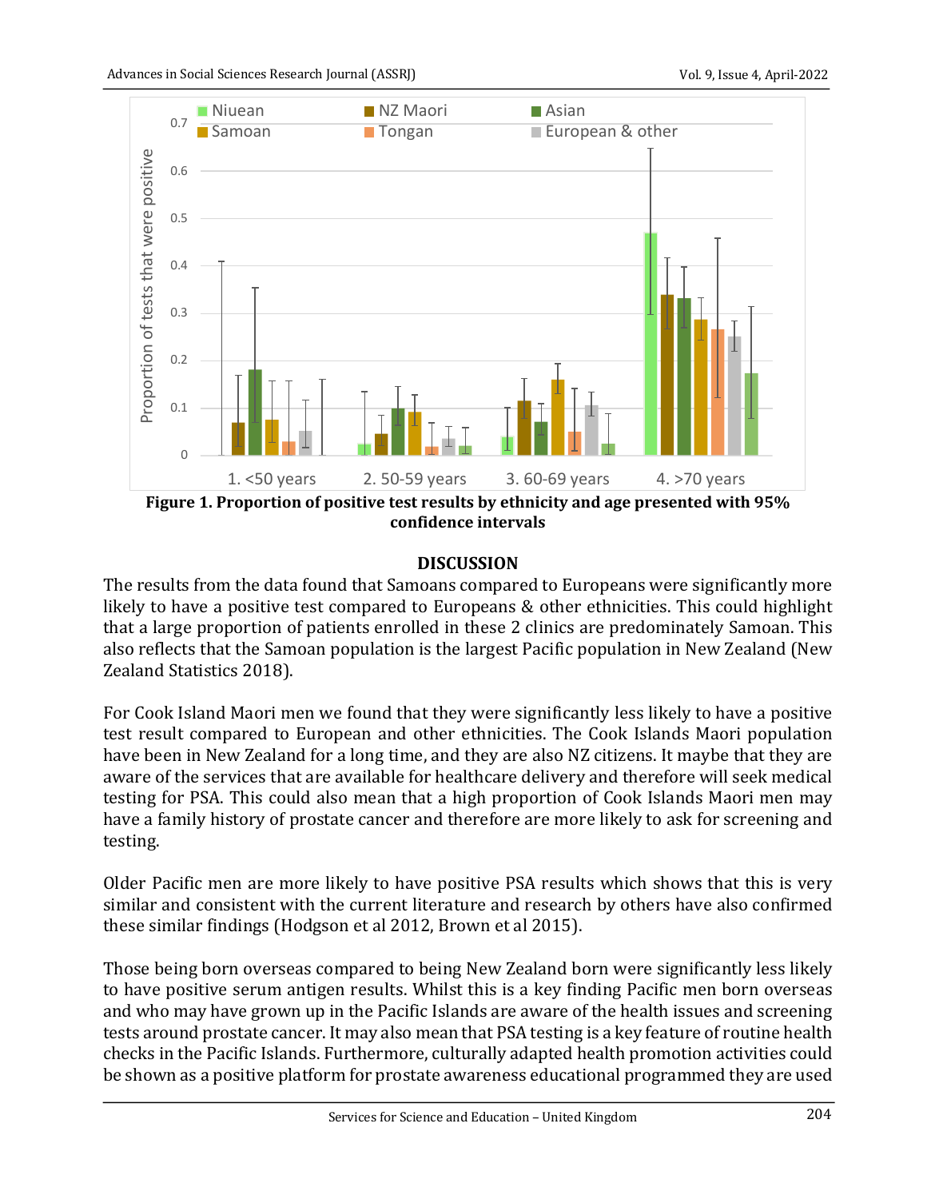**Figure 1. Proportion of positive test results by ethnicity and age presented with 95% confidence intervals**

## DISCUSSION

The results from the data found that Samoans compared to Europeans were significantly more likely to have a positive test compared to Europeans & other ethnicities. This could highlight that a large proportion of patients enrolled in these 2 clinics are predominately Samoan. This also reflects that the Samoan population is the largest Pacific population in New Zealand (New Zealand Statistics 2018).

For Cook Island Maori men we found that they were significantly less likely to have a positive test result compared to European and other ethnicities. The Cook Islands Maori population have been in New Zealand for a long time, and they are also NZ citizens. It maybe that they are aware of the services that are available for healthcare delivery and therefore will seek medical testing for PSA. This could also mean that a high proportion of Cook Islands Maori men may have a family history of prostate cancer and therefore are more likely to ask for screening and testing.

Older Pacific men are more likely to have positive PSA results which shows that this is very similar and consistent with the current literature and research by others have also confirmed these similar findings (Hodgson et al 2012, Brown et al 2015).

Those being born overseas compared to being New Zealand born were significantly less likely to have positive serum antigen results. Whilst this is a key finding Pacific men born overseas and who may have grown up in the Pacific Islands are aware of the health issues and screening tests around prostate cancer. It may also mean that PSA testing is a key feature of routine health checks in the Pacific Islands. Furthermore, culturally adapted health promotion activities could be shown as a positive platform for prostate awareness educational programmed they are used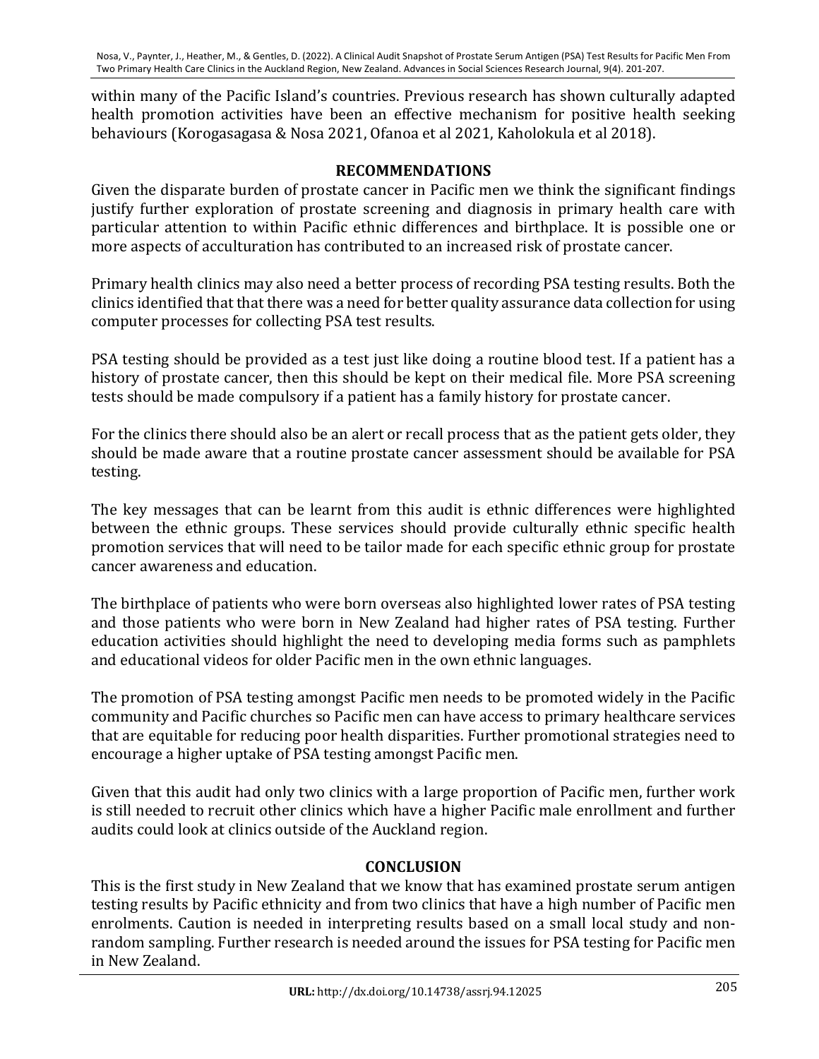within many of the Pacific Island's countries. Previous research has shown culturally adapted health promotion activities have been an effective mechanism for positive health seeking behaviours (Korogasagasa & Nosa 2021, Ofanoa et al 2021, Kaholokula et al 2018).

## RECOMMENDATIONS

Given the disparate burden of prostate cancer in Pacific men we think the significant findings justify further exploration of prostate screening and diagnosis in primary health care with particular attention to within Pacific ethnic differences and birthplace. It is possible one or more aspects of acculturation has contributed to an increased risk of prostate cancer.

Primary health clinics may also need a better process of recording PSA testing results. Both the clinics identified that that there was a need for better quality assurance data collection for using computer processes for collecting PSA test results.

PSA testing should be provided as a test just like doing a routine blood test. If a patient has a history of prostate cancer, then this should be kept on their medical file. More PSA screening tests should be made compulsory if a patient has a family history for prostate cancer.

For the clinics there should also be an alert or recall process that as the patient gets older, they should be made aware that a routine prostate cancer assessment should be available for PSA testing.

The key messages that can be learnt from this audit is ethnic differences were highlighted between the ethnic groups. These services should provide culturally ethnic specific health promotion services that will need to be tailor made for each specific ethnic group for prostate cancer awareness and education.

The birthplace of patients who were born overseas also highlighted lower rates of PSA testing and those patients who were born in New Zealand had higher rates of PSA testing. Further education activities should highlight the need to developing media forms such as pamphlets and educational videos for older Pacific men in the own ethnic languages.

The promotion of PSA testing amongst Pacific men needs to be promoted widely in the Pacific community and Pacific churches so Pacific men can have access to primary healthcare services that are equitable for reducing poor health disparities. Further promotional strategies need to encourage a higher uptake of PSA testing amongst Pacific men.

Given that this audit had only two clinics with a large proportion of Pacific men, further work is still needed to recruit other clinics which have a higher Pacific male enrollment and further audits could look at clinics outside of the Auckland region.

## CONCLUSION

This is the first study in New Zealand that we know that has examined prostate serum antigen testing results by Pacific ethnicity and from two clinics that have a high number of Pacific men enrolments. Caution is needed in interpreting results based on a small local study and non-random sampling. Further research is needed around the issues for PSA testing for Pacific men in New Zealand.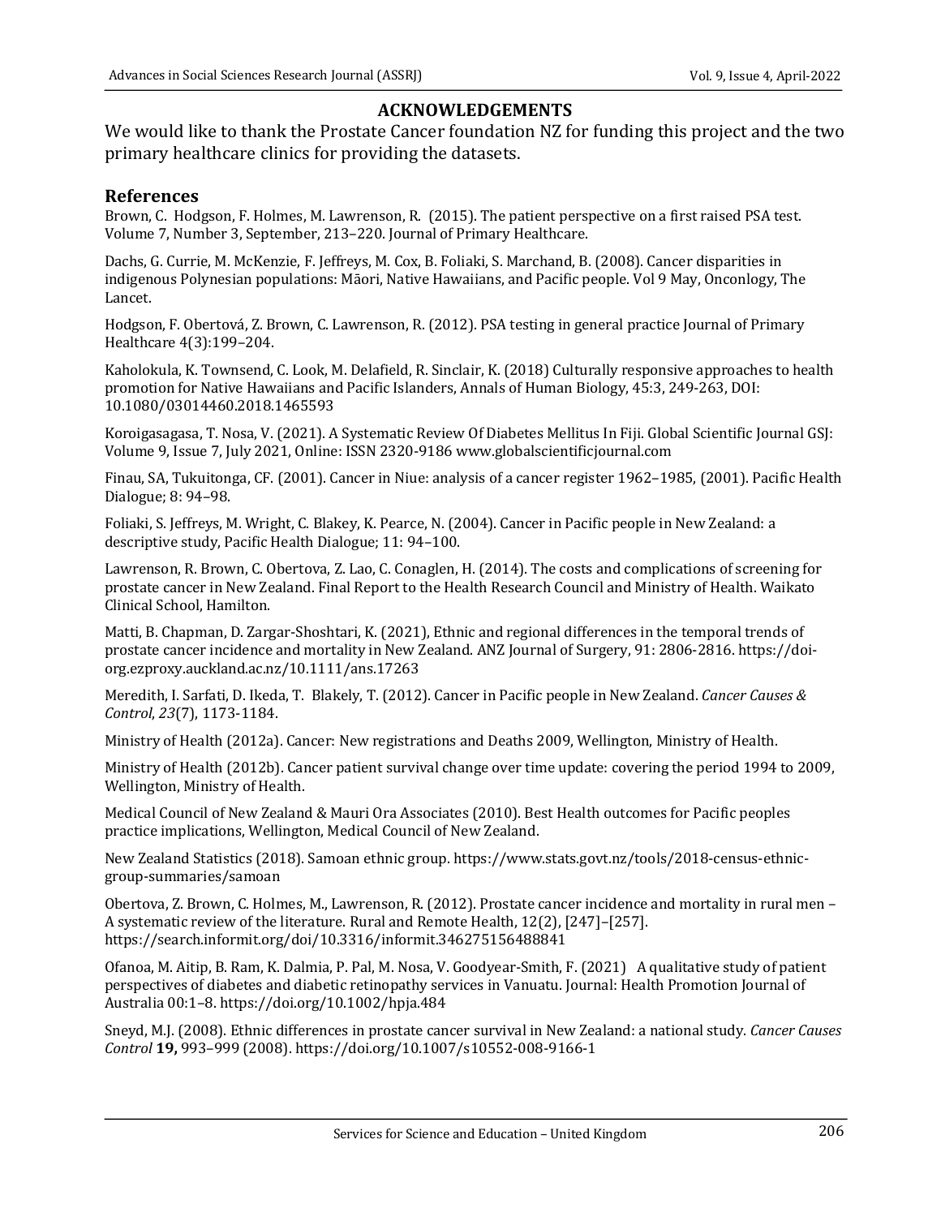## ACKNOWLEDGEMENTS

We would like to thank the Prostate Cancer foundation NZ for funding this project and the two primary healthcare clinics for providing the datasets.

## References

Brown, C. Hodgson, F. Holmes, M. Lawrenson, R. (2015). The patient perspective on a first raised PSA test. Volume 7, Number 3, September, 213–220. Journal of Primary Healthcare.

Dachs, G. Currie, M. McKenzie, F. Jeffreys, M. Cox, B. Foliaki, S. Marchand, B. (2008). Cancer disparities in indigenous Polynesian populations: Māori, Native Hawaiians, and Pacific people. Vol 9 May, Onconlogy, The Lancet.

Hodgson, F. Obertová, Z. Brown, C. Lawrenson, R. (2012). PSA testing in general practice Journal of Primary Healthcare 4(3):199–204.

Kaholokula, K. Townsend, C. Look, M. Delafield, R. Sinclair, K. (2018) Culturally responsive approaches to health promotion for Native Hawaiians and Pacific Islanders, Annals of Human Biology, 45:3, 249-263, DOI: 10.1080/03014460.2018.1465593

Koroigasagasa, T. Nosa, V. (2021). A Systematic Review Of Diabetes Mellitus In Fiji. Global Scientific Journal GSJ: Volume 9, Issue 7, July 2021, Online: ISSN 2320-9186 www.globalscientificjournal.com

Finau, SA, Tukuitonga, CF. (2001). Cancer in Niue: analysis of a cancer register 1962–1985, (2001). Pacific Health Dialogue; 8: 94–98.

Foliaki, S. Jeffreys, M. Wright, C. Blakey, K. Pearce, N. (2004). Cancer in Pacific people in New Zealand: a descriptive study, Pacific Health Dialogue; 11: 94–100.

Lawrenson, R. Brown, C. Obertova, Z. Lao, C. Conaglen, H. (2014). The costs and complications of screening for prostate cancer in New Zealand. Final Report to the Health Research Council and Ministry of Health. Waikato Clinical School, Hamilton.

Matti, B. Chapman, D. Zargar-Shoshtari, K. (2021), Ethnic and regional differences in the temporal trends of prostate cancer incidence and mortality in New Zealand. ANZ Journal of Surgery, 91: 2806-2816. https://doi-org.ezproxy.auckland.ac.nz/10.1111/ans.17263

Meredith, I. Sarfati, D. Ikeda, T. Blakely, T. (2012). Cancer in Pacific people in New Zealand. *Cancer Causes & Control*, *23*(7), 1173-1184.

Ministry of Health (2012a). Cancer: New registrations and Deaths 2009, Wellington, Ministry of Health.

Ministry of Health (2012b). Cancer patient survival change over time update: covering the period 1994 to 2009, Wellington, Ministry of Health.

Medical Council of New Zealand & Mauri Ora Associates (2010). Best Health outcomes for Pacific peoples practice implications, Wellington, Medical Council of New Zealand.

New Zealand Statistics (2018). Samoan ethnic group. https://www.stats.govt.nz/tools/2018-census-ethnic-group-summaries/samoan

Obertova, Z. Brown, C. Holmes, M., Lawrenson, R. (2012). Prostate cancer incidence and mortality in rural men – A systematic review of the literature. Rural and Remote Health, 12(2), [247]–[257]. https://search.informit.org/doi/10.3316/informit.346275156488841

Ofanoa, M. Aitip, B. Ram, K. Dalmia, P. Pal, M. Nosa, V. Goodyear-Smith, F. (2021) A qualitative study of patient perspectives of diabetes and diabetic retinopathy services in Vanuatu. Journal: Health Promotion Journal of Australia 00:1–8. https://doi.org/10.1002/hpja.484

Sneyd, M.J. (2008). Ethnic differences in prostate cancer survival in New Zealand: a national study. *Cancer Causes Control* **19,** 993–999 (2008). https://doi.org/10.1007/s10552-008-9166-1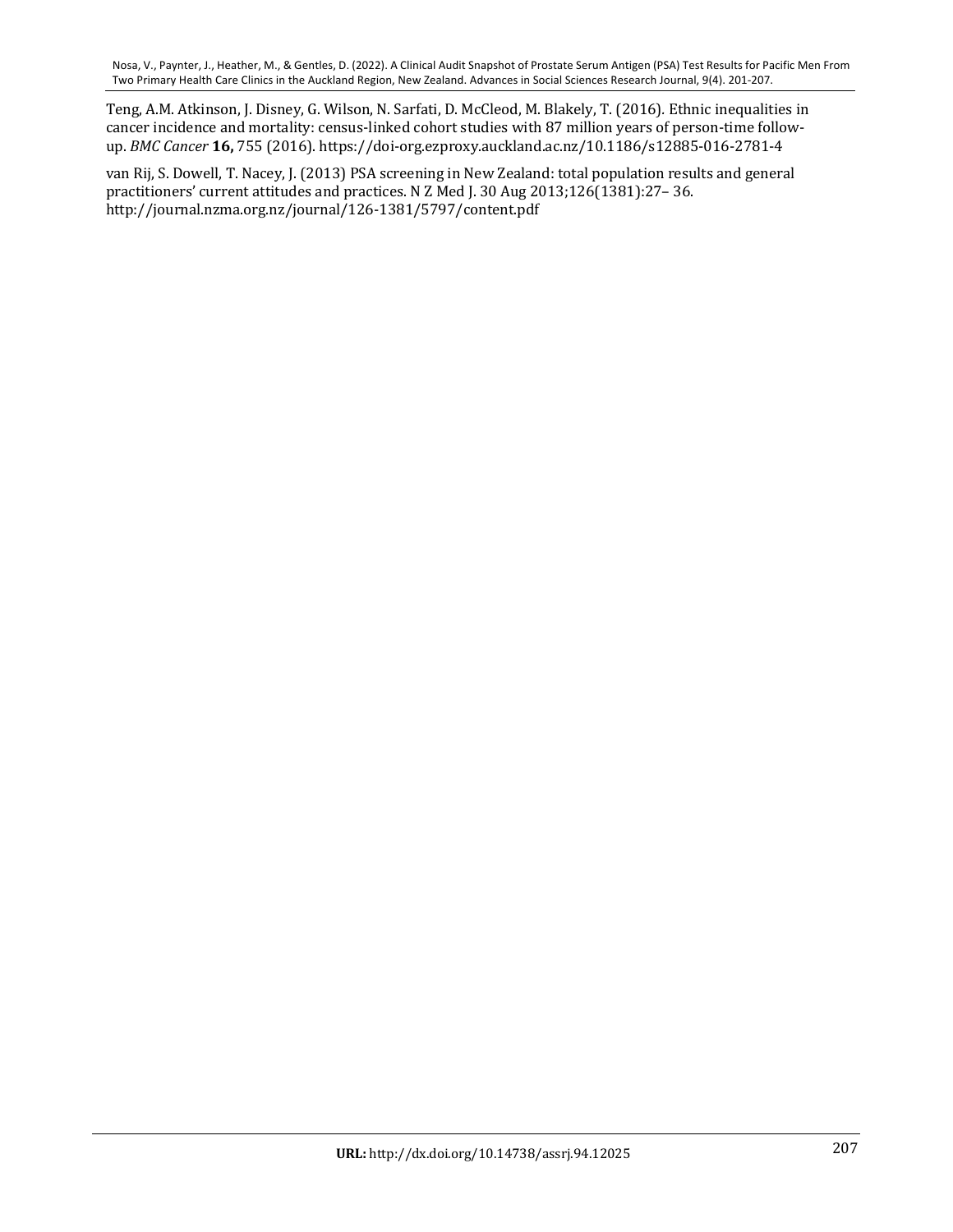Teng, A.M. Atkinson, J. Disney, G. Wilson, N. Sarfati, D. McCleod, M. Blakely, T. (2016). Ethnic inequalities in cancer incidence and mortality: census-linked cohort studies with 87 million years of person-time follow-up. *BMC Cancer* **16,** 755 (2016). https://doi-org.ezproxy.auckland.ac.nz/10.1186/s12885-016-2781-4

van Rij, S. Dowell, T. Nacey, J. (2013) PSA screening in New Zealand: total population results and general practitioners' current attitudes and practices. N Z Med J. 30 Aug 2013;126(1381):27– 36. http://journal.nzma.org.nz/journal/126-1381/5797/content.pdf